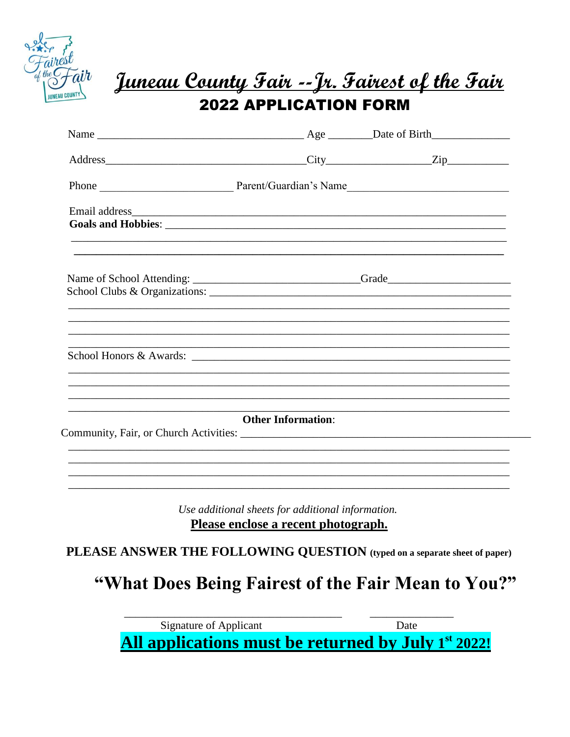# Juneau County Fair --Jr. Fairest of the Fair

## 2022 APPLICATION FORM

Name ___________________________________ Age ________Date of Birth______________

Address___________________________________City__________________Zip___________

Phone ______________________ Parent/Guardian's Name____________________________

Email address__________________________________________________________________

**Goals and Hobbies**: ___________________________________________________________

______________________________________________________________________________

______________________________________________________________________________

Name of School Attending: ____________________________Grade_____________________

School Clubs & Organizations: ___________________________________________________

______________________________________________________________________________

______________________________________________________________________________

______________________________________________________________________________

______________________________________________________________________________

School Honors & Awards: _______________________________________________________

______________________________________________________________________________

______________________________________________________________________________

______________________________________________________________________________

______________________________________________________________________________

**Other Information**:

Community, Fair, or Church Activities: _____________________________________________

______________________________________________________________________________

______________________________________________________________________________

______________________________________________________________________________

______________________________________________________________________________

*Use additional sheets for additional information.*

**Please enclose a recent photograph.**

**PLEASE ANSWER THE FOLLOWING QUESTION (typed on a separate sheet of paper)**

## "What Does Being Fairest of the Fair Mean to You?"

____________________________________ ______________

Signature of Applicant Date

**All applications must be returned by July 1st 2022!**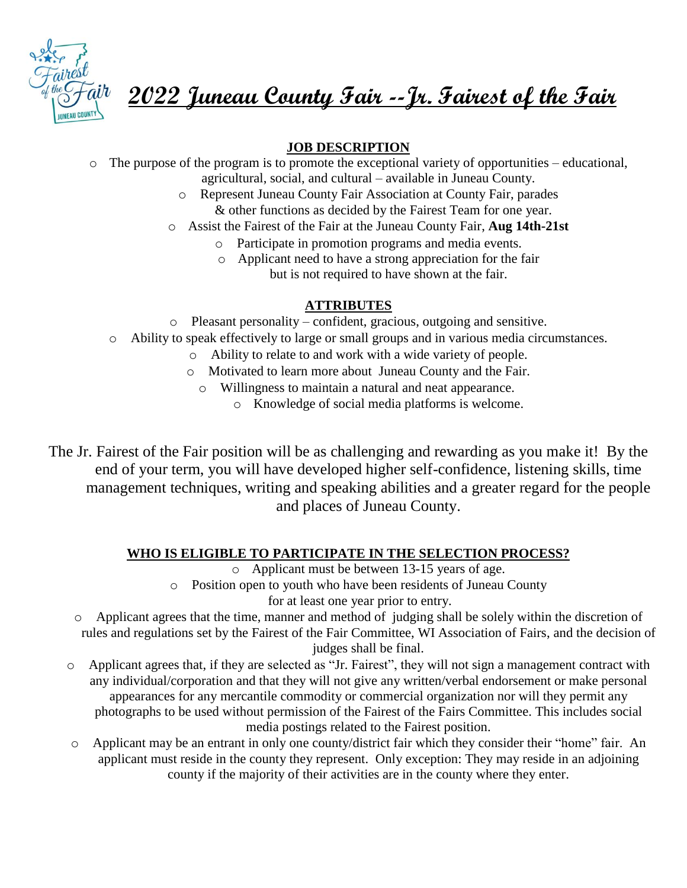# 2022 Juneau County Fair --Jr. Fairest of the Fair

## JOB DESCRIPTION

- The purpose of the program is to promote the exceptional variety of opportunities – educational, agricultural, social, and cultural – available in Juneau County.
- Represent Juneau County Fair Association at County Fair, parades & other functions as decided by the Fairest Team for one year.
- Assist the Fairest of the Fair at the Juneau County Fair, **Aug 14th-21st**
- Participate in promotion programs and media events.
- Applicant need to have a strong appreciation for the fair but is not required to have shown at the fair.

## ATTRIBUTES

- Pleasant personality – confident, gracious, outgoing and sensitive.
- Ability to speak effectively to large or small groups and in various media circumstances.
- Ability to relate to and work with a wide variety of people.
- Motivated to learn more about Juneau County and the Fair.
- Willingness to maintain a natural and neat appearance.
- Knowledge of social media platforms is welcome.

The Jr. Fairest of the Fair position will be as challenging and rewarding as you make it! By the end of your term, you will have developed higher self-confidence, listening skills, time management techniques, writing and speaking abilities and a greater regard for the people and places of Juneau County.

## WHO IS ELIGIBLE TO PARTICIPATE IN THE SELECTION PROCESS?

- Applicant must be between 13-15 years of age.
- Position open to youth who have been residents of Juneau County for at least one year prior to entry.
- Applicant agrees that the time, manner and method of judging shall be solely within the discretion of rules and regulations set by the Fairest of the Fair Committee, WI Association of Fairs, and the decision of judges shall be final.
- Applicant agrees that, if they are selected as "Jr. Fairest", they will not sign a management contract with any individual/corporation and that they will not give any written/verbal endorsement or make personal appearances for any mercantile commodity or commercial organization nor will they permit any photographs to be used without permission of the Fairest of the Fairs Committee. This includes social media postings related to the Fairest position.
- Applicant may be an entrant in only one county/district fair which they consider their "home" fair. An applicant must reside in the county they represent. Only exception: They may reside in an adjoining county if the majority of their activities are in the county where they enter.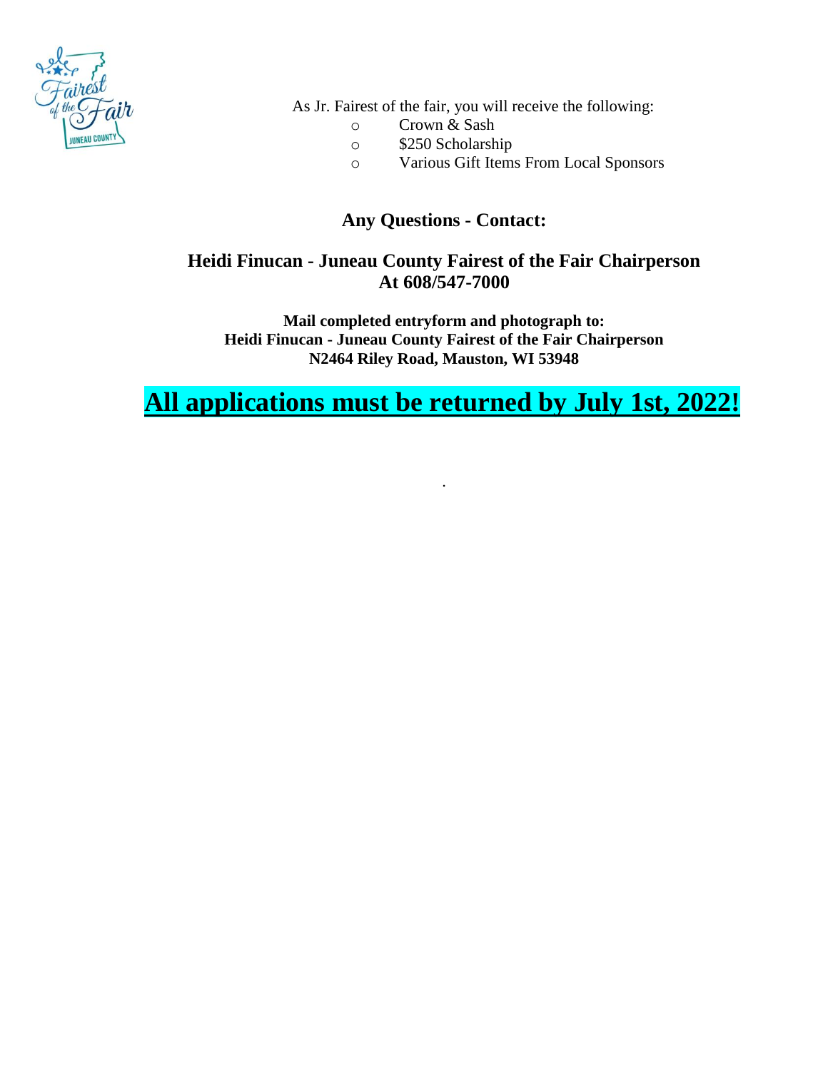As Jr. Fairest of the fair, you will receive the following:

- Crown & Sash
- $250 Scholarship
- Various Gift Items From Local Sponsors

**Any Questions - Contact:**

**Heidi Finucan - Juneau County Fairest of the Fair Chairperson**
**At 608/547-7000**

**Mail completed entryform and photograph to:**
**Heidi Finucan - Juneau County Fairest of the Fair Chairperson**
**N2464 Riley Road, Mauston, WI 53948**

## **All applications must be returned by July 1st, 2022!**

.